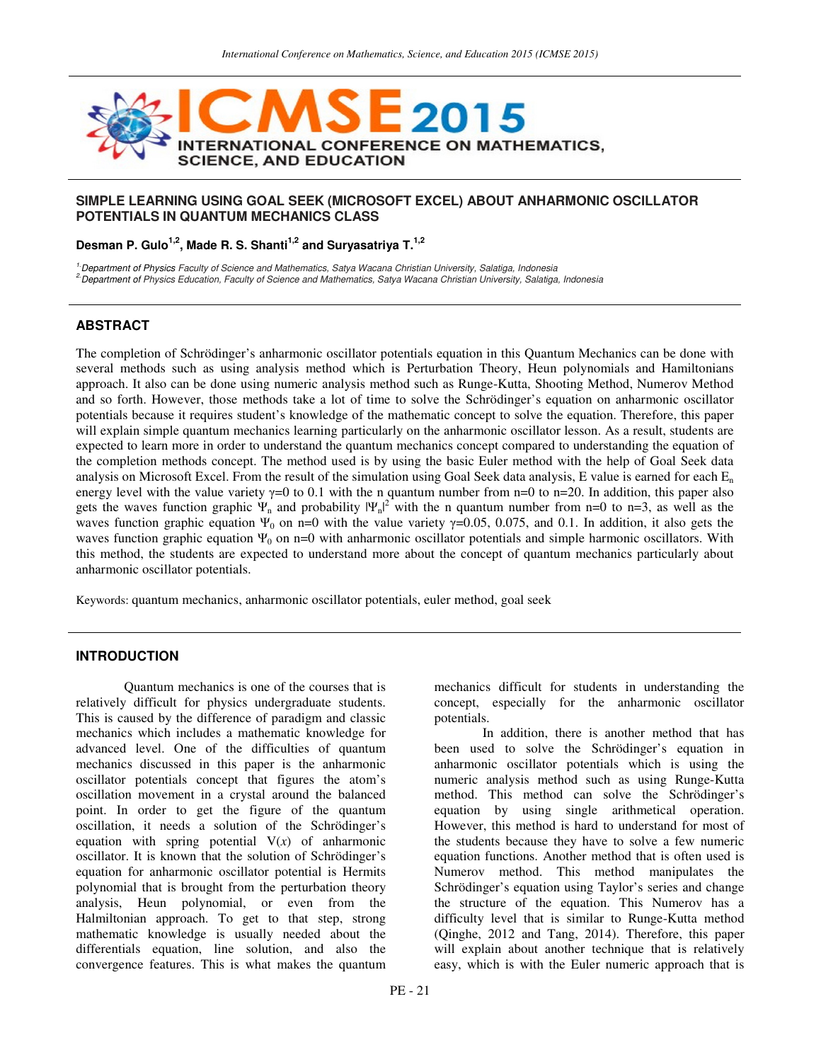# SIMPLE LEARNING USING GOAL SEEK (MICROSOFT EXCEL) ABOUT ANHARMONIC OSCILLATOR POTENTIALS IN QUANTUM MECHANICS CLASS

**Desman P. Gulo[1,2], Made R. S. Shanti[1,2] and Suryasatriya T.[1,2]**

[1] *Department of Physics* Faculty of Science and Mathematics, Satya Wacana Christian University, Salatiga, Indonesia
[2] Department of Physics Education, Faculty of Science and Mathematics, Satya Wacana Christian University, Salatiga, Indonesia

## ABSTRACT

The completion of Schrödinger's anharmonic oscillator potentials equation in this Quantum Mechanics can be done with several methods such as using analysis method which is Perturbation Theory, Heun polynomials and Hamiltonians approach. It also can be done using numeric analysis method such as Runge-Kutta, Shooting Method, Numerov Method and so forth. However, those methods take a lot of time to solve the Schrödinger's equation on anharmonic oscillator potentials because it requires student's knowledge of the mathematic concept to solve the equation. Therefore, this paper will explain simple quantum mechanics learning particularly on the anharmonic oscillator lesson. As a result, students are expected to learn more in order to understand the quantum mechanics concept compared to understanding the equation of the completion methods concept. The method used is by using the basic Euler method with the help of Goal Seek data analysis on Microsoft Excel. From the result of the simulation using Goal Seek data analysis, E value is earned for each $E_n$ energy level with the value variety $\gamma$=0 to 0.1 with the n quantum number from n=0 to n=20. In addition, this paper also gets the waves function graphic $\Psi_n$ and probability $|\Psi_n|^2$ with the n quantum number from n=0 to n=3, as well as the waves function graphic equation $\Psi_0$ on n=0 with the value variety $\gamma$=0.05, 0.075, and 0.1. In addition, it also gets the waves function graphic equation $\Psi_0$ on n=0 with anharmonic oscillator potentials and simple harmonic oscillators. With this method, the students are expected to understand more about the concept of quantum mechanics particularly about anharmonic oscillator potentials.

Keywords: quantum mechanics, anharmonic oscillator potentials, euler method, goal seek

## INTRODUCTION

Quantum mechanics is one of the courses that is relatively difficult for physics undergraduate students. This is caused by the difference of paradigm and classic mechanics which includes a mathematic knowledge for advanced level. One of the difficulties of quantum mechanics discussed in this paper is the anharmonic oscillator potentials concept that figures the atom's oscillation movement in a crystal around the balanced point. In order to get the figure of the quantum oscillation, it needs a solution of the Schrödinger's equation with spring potential $V(x)$ of anharmonic oscillator. It is known that the solution of Schrödinger's equation for anharmonic oscillator potential is Hermits polynomial that is brought from the perturbation theory analysis, Heun polynomial, or even from the Halmiltonian approach. To get to that step, strong mathematic knowledge is usually needed about the differentials equation, line solution, and also the convergence features. This is what makes the quantum mechanics difficult for students in understanding the concept, especially for the anharmonic oscillator potentials.

In addition, there is another method that has been used to solve the Schrödinger's equation in anharmonic oscillator potentials which is using the numeric analysis method such as using Runge-Kutta method. This method can solve the Schrödinger's equation by using single arithmetical operation. However, this method is hard to understand for most of the students because they have to solve a few numeric equation functions. Another method that is often used is Numerov method. This method manipulates the Schrödinger's equation using Taylor's series and change the structure of the equation. This Numerov has a difficulty level that is similar to Runge-Kutta method (Qinghe, 2012 and Tang, 2014). Therefore, this paper will explain about another technique that is relatively easy, which is with the Euler numeric approach that is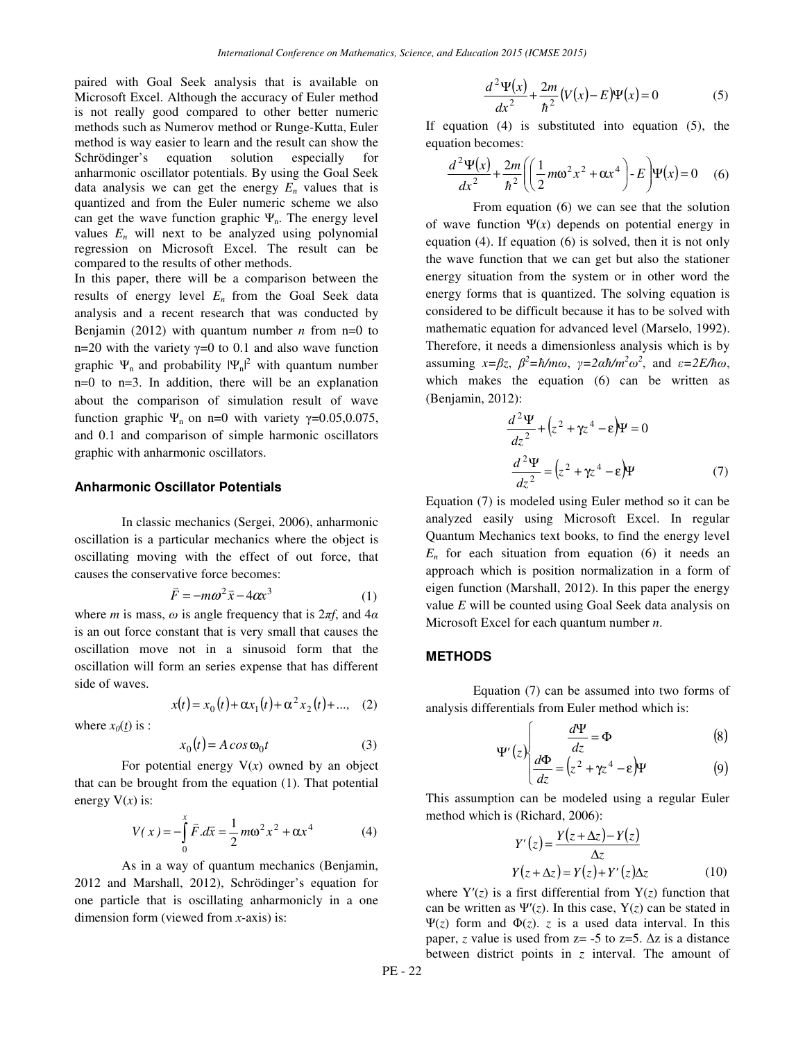paired with Goal Seek analysis that is available on Microsoft Excel. Although the accuracy of Euler method is not really good compared to other better numeric methods such as Numerov method or Runge-Kutta, Euler method is way easier to learn and the result can show the Schrödinger's equation solution especially for anharmonic oscillator potentials. By using the Goal Seek data analysis we can get the energy $E_n$ values that is quantized and from the Euler numeric scheme we also can get the wave function graphic $\Psi_n$. The energy level values $E_n$ will next to be analyzed using polynomial regression on Microsoft Excel. The result can be compared to the results of other methods.

In this paper, there will be a comparison between the results of energy level $E_n$ from the Goal Seek data analysis and a recent research that was conducted by Benjamin (2012) with quantum number $n$ from n=0 to n=20 with the variety $\gamma$=0 to 0.1 and also wave function graphic $\Psi_n$ and probability $|\Psi_n|^2$ with quantum number n=0 to n=3. In addition, there will be an explanation about the comparison of simulation result of wave function graphic $\Psi_n$ on n=0 with variety $\gamma$=0.05,0.075, and 0.1 and comparison of simple harmonic oscillators graphic with anharmonic oscillators.

## Anharmonic Oscillator Potentials

In classic mechanics (Sergei, 2006), anharmonic oscillation is a particular mechanics where the object is oscillating moving with the effect of out force, that causes the conservative force becomes:

$$\vec{F} = -m\omega^2\vec{x} - 4\alpha x^3 \tag{1}$$

where $m$ is mass, $\omega$ is angle frequency that is $2\pi f$, and $4\alpha$ is an out force constant that is very small that causes the oscillation move not in a sinusoid form that the oscillation will form an series expense that has different side of waves.

$$x(t) = x_0(t) + \alpha x_1(t) + \alpha^2 x_2(t) + \ldots, \tag{2}$$

where $x_0(t)$ is :

$$x_0(t) = A\cos\omega_0 t \tag{3}$$

For potential energy V($x$) owned by an object that can be brought from the equation (1). That potential energy V($x$) is:

$$V(x) = -\int_0^x \vec{F}.d\vec{x} = \frac{1}{2}m\omega^2 x^2 + \alpha x^4 \tag{4}$$

As in a way of quantum mechanics (Benjamin, 2012 and Marshall, 2012), Schrödinger's equation for one particle that is oscillating anharmonicly in a one dimension form (viewed from $x$-axis) is:

$$\frac{d^2\Psi(x)}{dx^2} + \frac{2m}{\hbar^2}\left(V(x) - E\right)\Psi(x) = 0 \tag{5}$$

If equation (4) is substituted into equation (5), the equation becomes:

$$\frac{d^2\Psi(x)}{dx^2} + \frac{2m}{\hbar^2}\left(\left(\frac{1}{2}m\omega^2 x^2 + \alpha x^4\right) - E\right)\Psi(x) = 0 \tag{6}$$

From equation (6) we can see that the solution of wave function $\Psi(x)$ depends on potential energy in equation (4). If equation (6) is solved, then it is not only the wave function that we can get but also the stationer energy situation from the system or in other word the energy forms that is quantized. The solving equation is considered to be difficult because it has to be solved with mathematic equation for advanced level (Marselo, 1992). Therefore, it needs a dimensionless analysis which is by assuming $x=\beta z$, $\beta^2=\hbar/m\omega$, $\gamma=2\alpha\hbar/m^2\omega^2$, and $\varepsilon=2E/\hbar\omega$, which makes the equation (6) can be written as (Benjamin, 2012):

$$\frac{d^2\Psi}{dz^2} + \left(z^2 + \gamma z^4 - \varepsilon\right)\Psi = 0$$

$$\frac{d^2\Psi}{dz^2} = \left(z^2 + \gamma z^4 - \varepsilon\right)\Psi \tag{7}$$

Equation (7) is modeled using Euler method so it can be analyzed easily using Microsoft Excel. In regular Quantum Mechanics text books, to find the energy level $E_n$ for each situation from equation (6) it needs an approach which is position normalization in a form of eigen function (Marshall, 2012). In this paper the energy value $E$ will be counted using Goal Seek data analysis on Microsoft Excel for each quantum number $n$.

## METHODS

Equation (7) can be assumed into two forms of analysis differentials from Euler method which is:

$$\Psi'(z)\begin{cases} \dfrac{d\Psi}{dz} = \Phi & (8) \\[2ex] \dfrac{d\Phi}{dz} = \left(z^2 + \gamma z^4 - \varepsilon\right)\Psi & (9) \end{cases}$$

This assumption can be modeled using a regular Euler method which is (Richard, 2006):

$$Y'(z) = \frac{Y(z+\Delta z) - Y(z)}{\Delta z}$$

$$Y(z+\Delta z) = Y(z) + Y'(z)\Delta z \tag{10}$$

where $Y'(z)$ is a first differential from $Y(z)$ function that can be written as $\Psi'(z)$. In this case, $Y(z)$ can be stated in $\Psi(z)$ form and $\Phi(z)$. $z$ is a used data interval. In this paper, $z$ value is used from z= -5 to z=5. $\Delta z$ is a distance between district points in $z$ interval. The amount of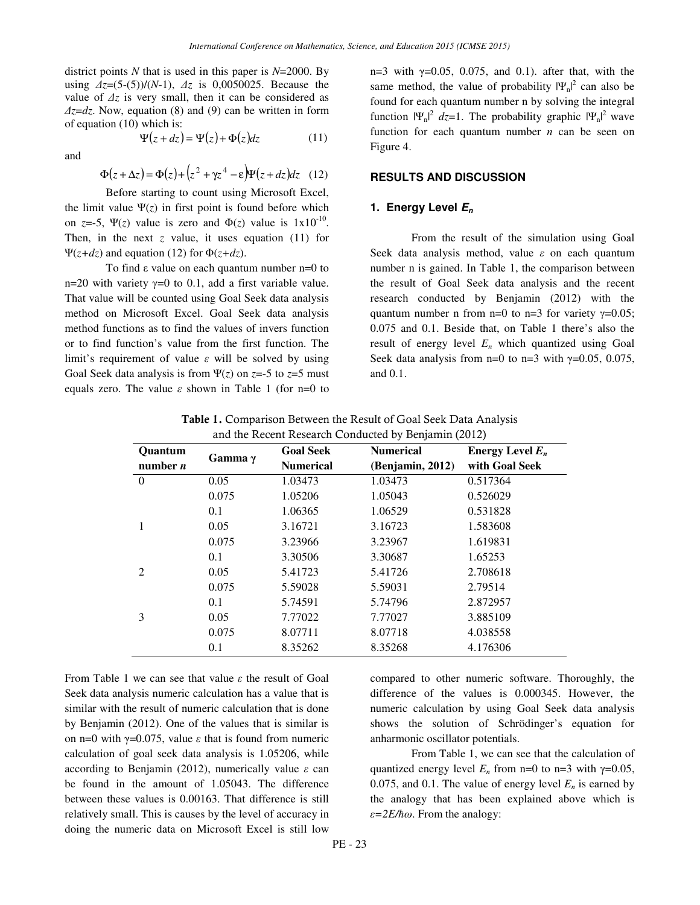district points $N$ that is used in this paper is $N$=2000. By using $\Delta z$=(5-(5))/($N$-1), $\Delta z$ is 0,0050025. Because the value of $\Delta z$ is very small, then it can be considered as $\Delta z$=$dz$. Now, equation (8) and (9) can be written in form of equation (10) which is:

$$\Psi(z+dz) = \Psi(z) + \Phi(z)dz \quad (11)$$

and

$$\Phi(z+\Delta z) = \Phi(z) + \left(z^2 + \gamma z^4 - \varepsilon\right)\Psi(z+dz)dz \quad (12)$$

Before starting to count using Microsoft Excel, the limit value $\Psi(z)$ in first point is found before which on $z$=-5, $\Psi(z)$ value is zero and $\Phi(z)$ value is $1\text{x}10^{-10}$. Then, in the next $z$ value, it uses equation (11) for $\Psi(z+dz)$ and equation (12) for $\Phi(z+dz)$.

To find ε value on each quantum number n=0 to n=20 with variety γ=0 to 0.1, add a first variable value. That value will be counted using Goal Seek data analysis method on Microsoft Excel. Goal Seek data analysis method functions as to find the values of invers function or to find function's value from the first function. The limit's requirement of value $\varepsilon$ will be solved by using Goal Seek data analysis is from $\Psi(z)$ on $z$=-5 to $z$=5 must equals zero. The value $\varepsilon$ shown in Table 1 (for n=0 to n=3 with γ=0.05, 0.075, and 0.1). after that, with the same method, the value of probability $|\Psi_n|^2$ can also be found for each quantum number n by solving the integral function $|\Psi_n|^2\ dz$=1. The probability graphic $|\Psi_n|^2$ wave function for each quantum number $n$ can be seen on Figure 4.

## RESULTS AND DISCUSSION

### 1. Energy Level $E_n$

From the result of the simulation using Goal Seek data analysis method, value $\varepsilon$ on each quantum number n is gained. In Table 1, the comparison between the result of Goal Seek data analysis and the recent research conducted by Benjamin (2012) with the quantum number n from n=0 to n=3 for variety γ=0.05; 0.075 and 0.1. Beside that, on Table 1 there's also the result of energy level $E_n$ which quantized using Goal Seek data analysis from n=0 to n=3 with γ=0.05, 0.075, and 0.1.

**Table 1.** Comparison Between the Result of Goal Seek Data Analysis and the Recent Research Conducted by Benjamin (2012)

| Quantum number $n$ | Gamma γ | Goal Seek Numerical | Numerical (Benjamin, 2012) | Energy Level $E_n$ with Goal Seek |
|---|---|---|---|---|
| 0 | 0.05 | 1.03473 | 1.03473 | 0.517364 |
| | 0.075 | 1.05206 | 1.05043 | 0.526029 |
| | 0.1 | 1.06365 | 1.06529 | 0.531828 |
| 1 | 0.05 | 3.16721 | 3.16723 | 1.583608 |
| | 0.075 | 3.23966 | 3.23967 | 1.619831 |
| | 0.1 | 3.30506 | 3.30687 | 1.65253 |
| 2 | 0.05 | 5.41723 | 5.41726 | 2.708618 |
| | 0.075 | 5.59028 | 5.59031 | 2.79514 |
| | 0.1 | 5.74591 | 5.74796 | 2.872957 |
| 3 | 0.05 | 7.77022 | 7.77027 | 3.885109 |
| | 0.075 | 8.07711 | 8.07718 | 4.038558 |
| | 0.1 | 8.35262 | 8.35268 | 4.176306 |

From Table 1 we can see that value $\varepsilon$ the result of Goal Seek data analysis numeric calculation has a value that is similar with the result of numeric calculation that is done by Benjamin (2012). One of the values that is similar is on n=0 with γ=0.075, value $\varepsilon$ that is found from numeric calculation of goal seek data analysis is 1.05206, while according to Benjamin (2012), numerically value $\varepsilon$ can be found in the amount of 1.05043. The difference between these values is 0.00163. That difference is still relatively small. This is causes by the level of accuracy in doing the numeric data on Microsoft Excel is still low compared to other numeric software. Thoroughly, the difference of the values is 0.000345. However, the numeric calculation by using Goal Seek data analysis shows the solution of Schrödinger's equation for anharmonic oscillator potentials.

From Table 1, we can see that the calculation of quantized energy level $E_n$ from n=0 to n=3 with γ=0.05, 0.075, and 0.1. The value of energy level $E_n$ is earned by the analogy that has been explained above which is $\varepsilon=2E/\hbar\omega$. From the analogy: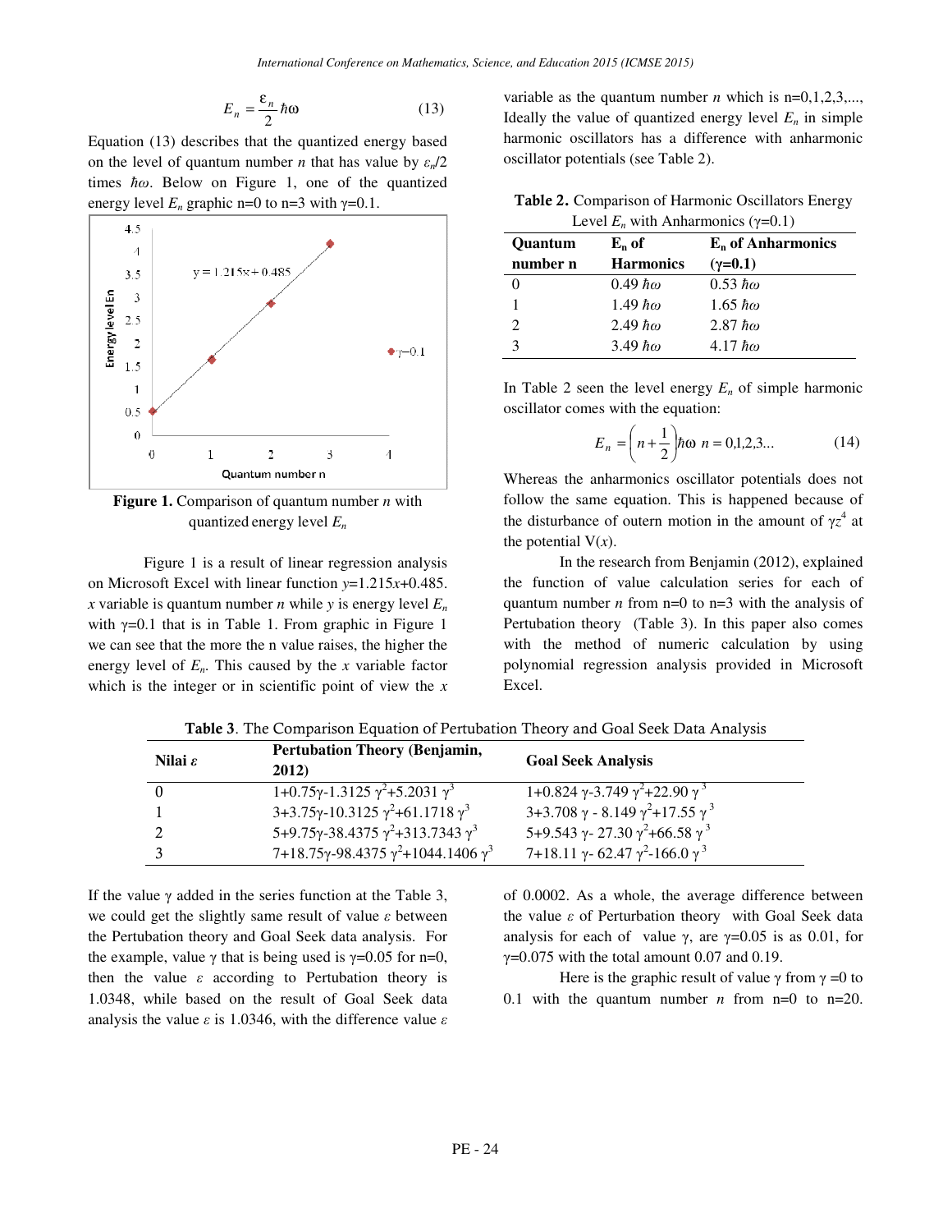$$E_n = \frac{\varepsilon_n}{2}\hbar\omega \qquad (13)$$

Equation (13) describes that the quantized energy based on the level of quantum number $n$ that has value by $\varepsilon_n/2$ times $\hbar\omega$. Below on Figure 1, one of the quantized energy level $E_n$ graphic n=0 to n=3 with γ=0.1.

**Figure 1.** Comparison of quantum number $n$ with quantized energy level $E_n$

Figure 1 is a result of linear regression analysis on Microsoft Excel with linear function $y$=1.215$x$+0.485. $x$ variable is quantum number $n$ while $y$ is energy level $E_n$ with γ=0.1 that is in Table 1. From graphic in Figure 1 we can see that the more the n value raises, the higher the energy level of $E_n$. This caused by the $x$ variable factor which is the integer or in scientific point of view the $x$ variable as the quantum number $n$ which is n=0,1,2,3,..., Ideally the value of quantized energy level $E_n$ in simple harmonic oscillators has a difference with anharmonic oscillator potentials (see Table 2).

**Table 2.** Comparison of Harmonic Oscillators Energy Level $E_n$ with Anharmonics (γ=0.1)

| Quantum number n | $E_n$ of Harmonics | $E_n$ of Anharmonics (γ=0.1) |
|---|---|---|
| 0 | 0.49 $\hbar\omega$ | 0.53 $\hbar\omega$ |
| 1 | 1.49 $\hbar\omega$ | 1.65 $\hbar\omega$ |
| 2 | 2.49 $\hbar\omega$ | 2.87 $\hbar\omega$ |
| 3 | 3.49 $\hbar\omega$ | 4.17 $\hbar\omega$ |

In Table 2 seen the level energy $E_n$ of simple harmonic oscillator comes with the equation:

$$E_n = \left(n + \frac{1}{2}\right)\hbar\omega \quad n = 0,1,2,3... \qquad (14)$$

Whereas the anharmonics oscillator potentials does not follow the same equation. This is happened because of the disturbance of outern motion in the amount of $\gamma z^4$ at the potential V($x$).

In the research from Benjamin (2012), explained the function of value calculation series for each of quantum number $n$ from n=0 to n=3 with the analysis of Pertubation theory (Table 3). In this paper also comes with the method of numeric calculation by using polynomial regression analysis provided in Microsoft Excel.

**Table 3**. The Comparison Equation of Pertubation Theory and Goal Seek Data Analysis

| Nilai $\varepsilon$ | Pertubation Theory (Benjamin, 2012) | Goal Seek Analysis |
|---|---|---|
| 0 | $1+0.75\gamma-1.3125\gamma^2+5.2031\gamma^3$ | $1+0.824\gamma-3.749\gamma^2+22.90\gamma^3$ |
| 1 | $3+3.75\gamma-10.3125\gamma^2+61.1718\gamma^3$ | $3+3.708\gamma-8.149\gamma^2+17.55\gamma^3$ |
| 2 | $5+9.75\gamma-38.4375\gamma^2+313.7343\gamma^3$ | $5+9.543\gamma-27.30\gamma^2+66.58\gamma^3$ |
| 3 | $7+18.75\gamma-98.4375\gamma^2+1044.1406\gamma^3$ | $7+18.11\gamma-62.47\gamma^2-166.0\gamma^3$ |

If the value γ added in the series function at the Table 3, we could get the slightly same result of value $\varepsilon$ between the Pertubation theory and Goal Seek data analysis. For the example, value γ that is being used is γ=0.05 for n=0, then the value $\varepsilon$ according to Pertubation theory is 1.0348, while based on the result of Goal Seek data analysis the value $\varepsilon$ is 1.0346, with the difference value $\varepsilon$ of 0.0002. As a whole, the average difference between the value $\varepsilon$ of Perturbation theory with Goal Seek data analysis for each of value γ, are γ=0.05 is as 0.01, for γ=0.075 with the total amount 0.07 and 0.19.

Here is the graphic result of value γ from γ =0 to 0.1 with the quantum number $n$ from n=0 to n=20.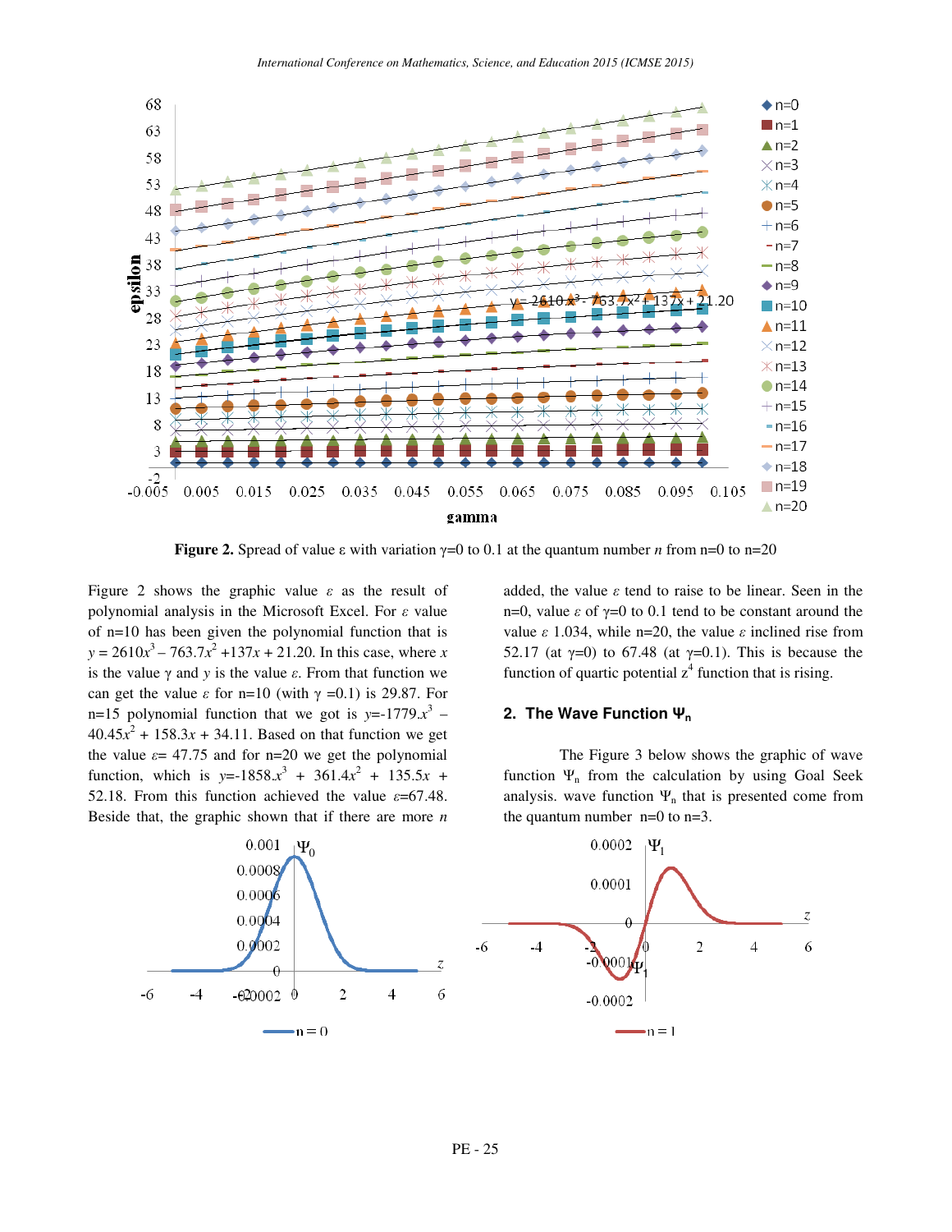**Figure 2.** Spread of value ε with variation γ=0 to 0.1 at the quantum number $n$ from n=0 to n=20

Figure 2 shows the graphic value $\varepsilon$ as the result of polynomial analysis in the Microsoft Excel. For $\varepsilon$ value of n=10 has been given the polynomial function that is $y = 2610x^3 - 763.7x^2 + 137x + 21.20$. In this case, where $x$ is the value $\gamma$ and $y$ is the value $\varepsilon$. From that function we can get the value $\varepsilon$ for n=10 (with $\gamma$ =0.1) is 29.87. For n=15 polynomial function that we got is $y=-1779.x^3 - 40.45x^2 + 158.3x + 34.11$. Based on that function we get the value $\varepsilon$= 47.75 and for n=20 we get the polynomial function, which is $y=-1858.x^3 + 361.4x^2 + 135.5x + 52.18$. From this function achieved the value $\varepsilon$=67.48. Beside that, the graphic shown that if there are more $n$ added, the value $\varepsilon$ tend to raise to be linear. Seen in the n=0, value $\varepsilon$ of $\gamma$=0 to 0.1 tend to be constant around the value $\varepsilon$ 1.034, while n=20, the value $\varepsilon$ inclined rise from 52.17 (at $\gamma$=0) to 67.48 (at $\gamma$=0.1). This is because the function of quartic potential $z^4$ function that is rising.

## 2. The Wave Function $\Psi_n$

The Figure 3 below shows the graphic of wave function $\Psi_n$ from the calculation by using Goal Seek analysis. wave function $\Psi_n$ that is presented come from the quantum number n=0 to n=3.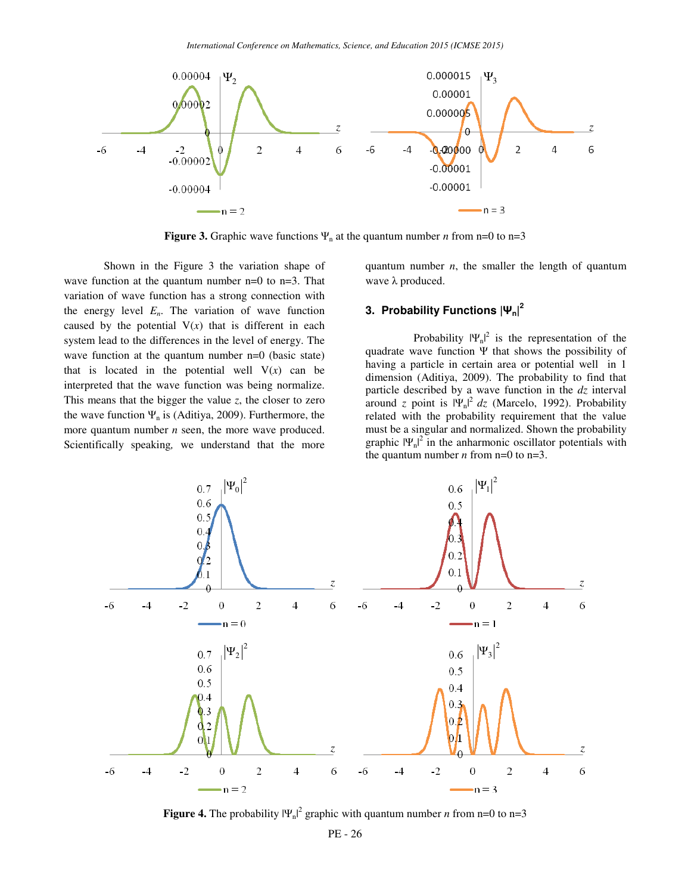Figure 3. Graphic wave functions $\Psi_n$ at the quantum number $n$ from n=0 to n=3

Shown in the Figure 3 the variation shape of wave function at the quantum number n=0 to n=3. That variation of wave function has a strong connection with the energy level $E_n$. The variation of wave function caused by the potential V($x$) that is different in each system lead to the differences in the level of energy. The wave function at the quantum number n=0 (basic state) that is located in the potential well V($x$) can be interpreted that the wave function was being normalize. This means that the bigger the value $z$, the closer to zero the wave function $\Psi_n$ is (Aditiya, 2009). Furthermore, the more quantum number $n$ seen, the more wave produced. Scientifically speaking, we understand that the more quantum number $n$, the smaller the length of quantum wave λ produced.

## 3. Probability Functions $|\Psi_n|^2$

Probability $|\Psi_n|^2$ is the representation of the quadrate wave function Ψ that shows the possibility of having a particle in certain area or potential well in 1 dimension (Aditiya, 2009). The probability to find that particle described by a wave function in the $dz$ interval around $z$ point is $|\Psi_n|^2\, dz$ (Marcelo, 1992). Probability related with the probability requirement that the value must be a singular and normalized. Shown the probability graphic $|\Psi_n|^2$ in the anharmonic oscillator potentials with the quantum number $n$ from n=0 to n=3.

Figure 4. The probability $|\Psi_n|^2$ graphic with quantum number $n$ from n=0 to n=3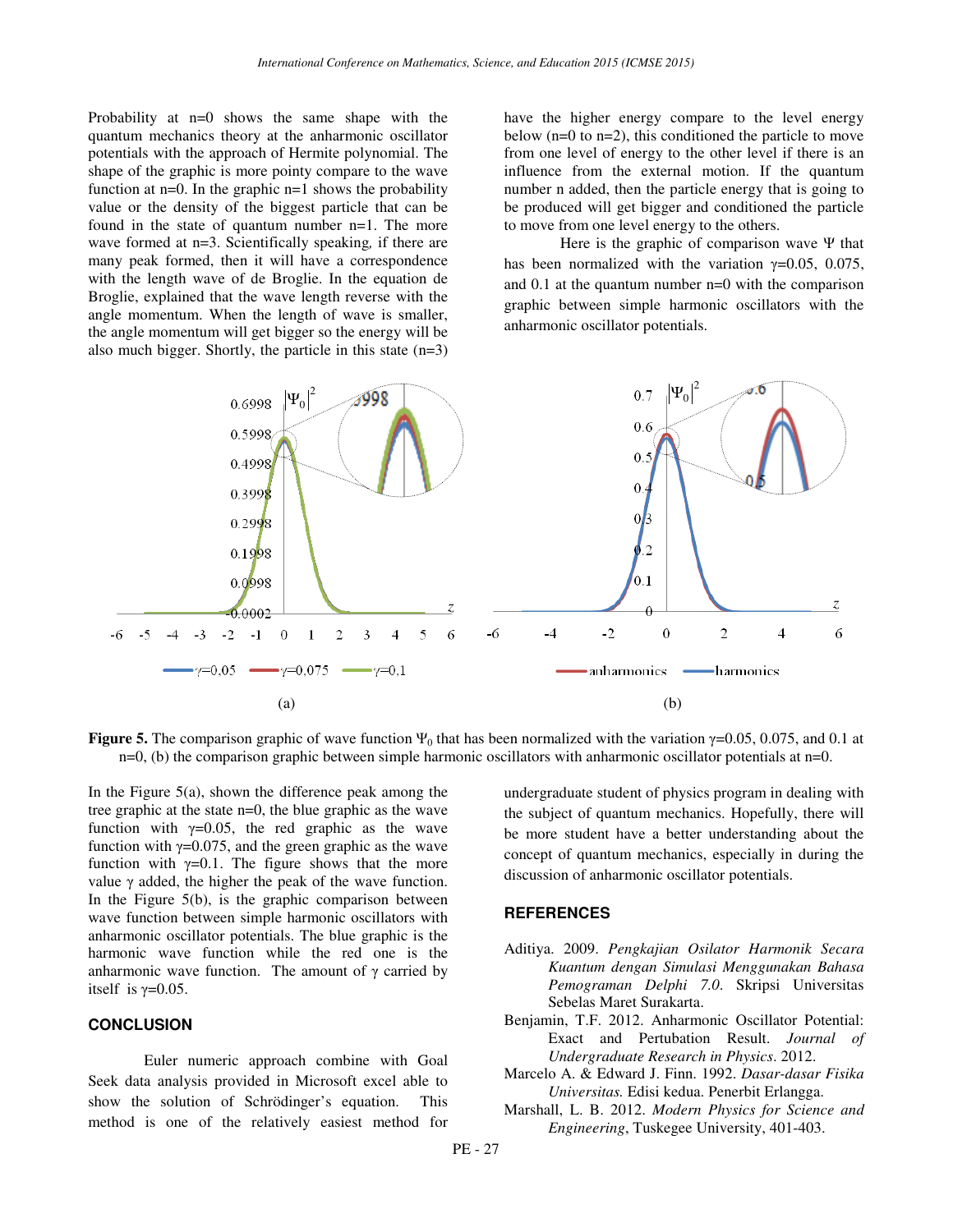Probability at n=0 shows the same shape with the quantum mechanics theory at the anharmonic oscillator potentials with the approach of Hermite polynomial. The shape of the graphic is more pointy compare to the wave function at n=0. In the graphic n=1 shows the probability value or the density of the biggest particle that can be found in the state of quantum number n=1. The more wave formed at n=3. Scientifically speaking, if there are many peak formed, then it will have a correspondence with the length wave of de Broglie. In the equation de Broglie, explained that the wave length reverse with the angle momentum. When the length of wave is smaller, the angle momentum will get bigger so the energy will be also much bigger. Shortly, the particle in this state (n=3) have the higher energy compare to the level energy below (n=0 to n=2), this conditioned the particle to move from one level of energy to the other level if there is an influence from the external motion. If the quantum number n added, then the particle energy that is going to be produced will get bigger and conditioned the particle to move from one level energy to the others.

Here is the graphic of comparison wave $\Psi$ that has been normalized with the variation $\gamma$=0.05, 0.075, and 0.1 at the quantum number n=0 with the comparison graphic between simple harmonic oscillators with the anharmonic oscillator potentials.

**Figure 5.** The comparison graphic of wave function $\Psi_0$ that has been normalized with the variation $\gamma$=0.05, 0.075, and 0.1 at n=0, (b) the comparison graphic between simple harmonic oscillators with anharmonic oscillator potentials at n=0.

In the Figure 5(a), shown the difference peak among the tree graphic at the state n=0, the blue graphic as the wave function with $\gamma$=0.05, the red graphic as the wave function with $\gamma$=0.075, and the green graphic as the wave function with $\gamma$=0.1. The figure shows that the more value $\gamma$ added, the higher the peak of the wave function. In the Figure 5(b), is the graphic comparison between wave function between simple harmonic oscillators with anharmonic oscillator potentials. The blue graphic is the harmonic wave function while the red one is the anharmonic wave function. The amount of $\gamma$ carried by itself is $\gamma$=0.05.

## CONCLUSION

Euler numeric approach combine with Goal Seek data analysis provided in Microsoft excel able to show the solution of Schrödinger's equation. This method is one of the relatively easiest method for undergraduate student of physics program in dealing with the subject of quantum mechanics. Hopefully, there will be more student have a better understanding about the concept of quantum mechanics, especially in during the discussion of anharmonic oscillator potentials.

## REFERENCES

Aditiya. 2009. *Pengkajian Osilator Harmonik Secara Kuantum dengan Simulasi Menggunakan Bahasa Pemograman Delphi 7.0*. Skripsi Universitas Sebelas Maret Surakarta.

Benjamin, T.F. 2012. Anharmonic Oscillator Potential: Exact and Pertubation Result. *Journal of Undergraduate Research in Physics*. 2012.

Marcelo A. & Edward J. Finn. 1992. *Dasar-dasar Fisika Universitas.* Edisi kedua. Penerbit Erlangga.

Marshall, L. B. 2012. *Modern Physics for Science and Engineering*, Tuskegee University, 401-403.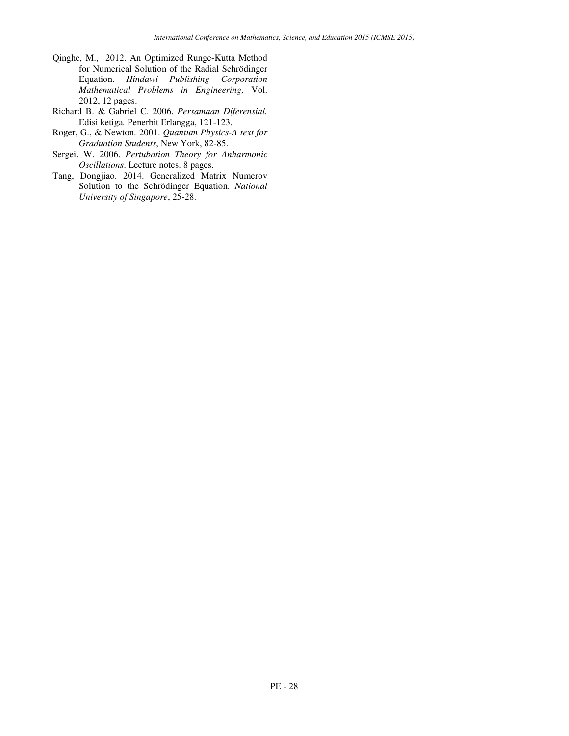Qinghe, M., 2012. An Optimized Runge-Kutta Method for Numerical Solution of the Radial Schrödinger Equation. *Hindawi Publishing Corporation Mathematical Problems in Engineering,* Vol. 2012, 12 pages.

Richard B. & Gabriel C. 2006. *Persamaan Diferensial.* Edisi ketiga*.* Penerbit Erlangga, 121-123.

Roger, G., & Newton. 2001. *Quantum Physics-A text for Graduation Students*, New York, 82-85.

Sergei, W. 2006. *Pertubation Theory for Anharmonic Oscillations*. Lecture notes. 8 pages.

Tang, Dongjiao. 2014. Generalized Matrix Numerov Solution to the Schrödinger Equation. *National University of Singapore*, 25-28.